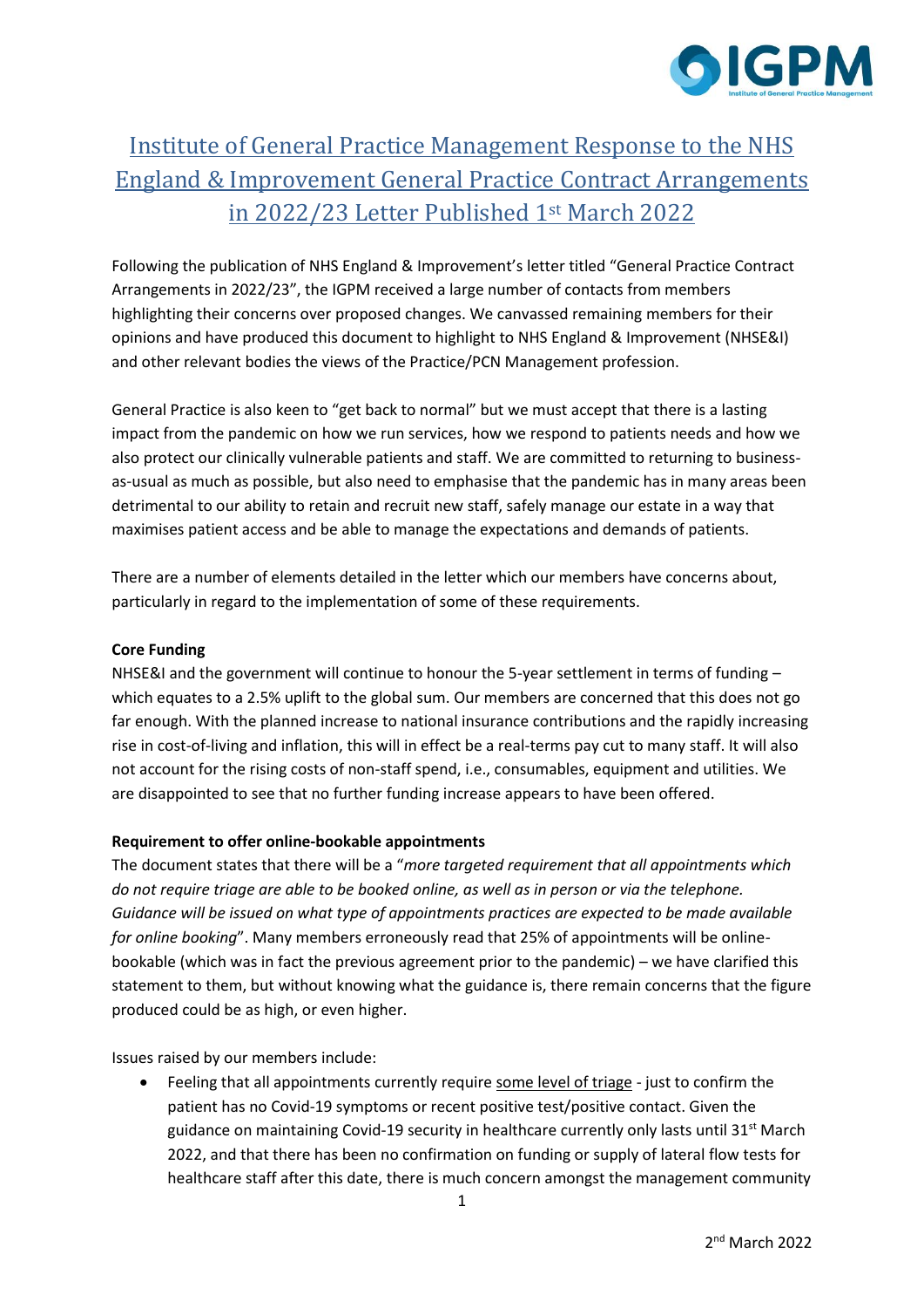# Institute of General Practice Management Response to the NHS England & Improvement General Practice Contract Arrangements in 2022/23 Letter Published 1st March 2022

Following the publication of NHS England & Improvement's letter titled "General Practice Contract Arrangements in 2022/23", the IGPM received a large number of contacts from members highlighting their concerns over proposed changes. We canvassed remaining members for their opinions and have produced this document to highlight to NHS England & Improvement (NHSE&I) and other relevant bodies the views of the Practice/PCN Management profession.

General Practice is also keen to "get back to normal" but we must accept that there is a lasting impact from the pandemic on how we run services, how we respond to patients needs and how we also protect our clinically vulnerable patients and staff. We are committed to returning to business-as-usual as much as possible, but also need to emphasise that the pandemic has in many areas been detrimental to our ability to retain and recruit new staff, safely manage our estate in a way that maximises patient access and be able to manage the expectations and demands of patients.

There are a number of elements detailed in the letter which our members have concerns about, particularly in regard to the implementation of some of these requirements.

**Core Funding**

NHSE&I and the government will continue to honour the 5-year settlement in terms of funding – which equates to a 2.5% uplift to the global sum. Our members are concerned that this does not go far enough. With the planned increase to national insurance contributions and the rapidly increasing rise in cost-of-living and inflation, this will in effect be a real-terms pay cut to many staff. It will also not account for the rising costs of non-staff spend, i.e., consumables, equipment and utilities. We are disappointed to see that no further funding increase appears to have been offered.

**Requirement to offer online-bookable appointments**

The document states that there will be a "*more targeted requirement that all appointments which do not require triage are able to be booked online, as well as in person or via the telephone. Guidance will be issued on what type of appointments practices are expected to be made available for online booking*". Many members erroneously read that 25% of appointments will be online-bookable (which was in fact the previous agreement prior to the pandemic) – we have clarified this statement to them, but without knowing what the guidance is, there remain concerns that the figure produced could be as high, or even higher.

Issues raised by our members include:

- Feeling that all appointments currently require some level of triage - just to confirm the patient has no Covid-19 symptoms or recent positive test/positive contact. Given the guidance on maintaining Covid-19 security in healthcare currently only lasts until 31st March 2022, and that there has been no confirmation on funding or supply of lateral flow tests for healthcare staff after this date, there is much concern amongst the management community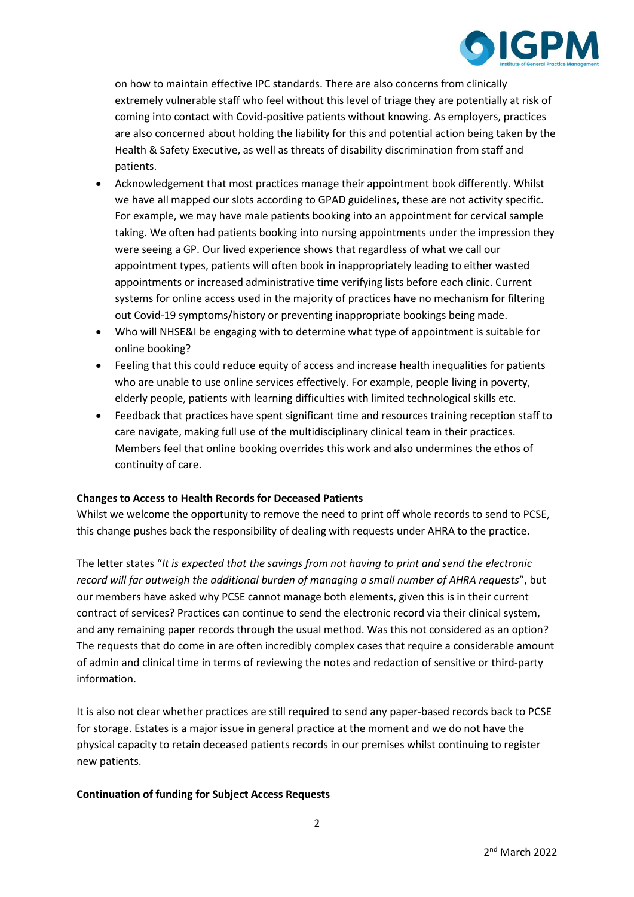on how to maintain effective IPC standards. There are also concerns from clinically extremely vulnerable staff who feel without this level of triage they are potentially at risk of coming into contact with Covid-positive patients without knowing. As employers, practices are also concerned about holding the liability for this and potential action being taken by the Health & Safety Executive, as well as threats of disability discrimination from staff and patients.

- Acknowledgement that most practices manage their appointment book differently. Whilst we have all mapped our slots according to GPAD guidelines, these are not activity specific. For example, we may have male patients booking into an appointment for cervical sample taking. We often had patients booking into nursing appointments under the impression they were seeing a GP. Our lived experience shows that regardless of what we call our appointment types, patients will often book in inappropriately leading to either wasted appointments or increased administrative time verifying lists before each clinic. Current systems for online access used in the majority of practices have no mechanism for filtering out Covid-19 symptoms/history or preventing inappropriate bookings being made.
- Who will NHSE&I be engaging with to determine what type of appointment is suitable for online booking?
- Feeling that this could reduce equity of access and increase health inequalities for patients who are unable to use online services effectively. For example, people living in poverty, elderly people, patients with learning difficulties with limited technological skills etc.
- Feedback that practices have spent significant time and resources training reception staff to care navigate, making full use of the multidisciplinary clinical team in their practices. Members feel that online booking overrides this work and also undermines the ethos of continuity of care.

**Changes to Access to Health Records for Deceased Patients**

Whilst we welcome the opportunity to remove the need to print off whole records to send to PCSE, this change pushes back the responsibility of dealing with requests under AHRA to the practice.

The letter states "*It is expected that the savings from not having to print and send the electronic record will far outweigh the additional burden of managing a small number of AHRA requests*", but our members have asked why PCSE cannot manage both elements, given this is in their current contract of services? Practices can continue to send the electronic record via their clinical system, and any remaining paper records through the usual method. Was this not considered as an option? The requests that do come in are often incredibly complex cases that require a considerable amount of admin and clinical time in terms of reviewing the notes and redaction of sensitive or third-party information.

It is also not clear whether practices are still required to send any paper-based records back to PCSE for storage. Estates is a major issue in general practice at the moment and we do not have the physical capacity to retain deceased patients records in our premises whilst continuing to register new patients.

**Continuation of funding for Subject Access Requests**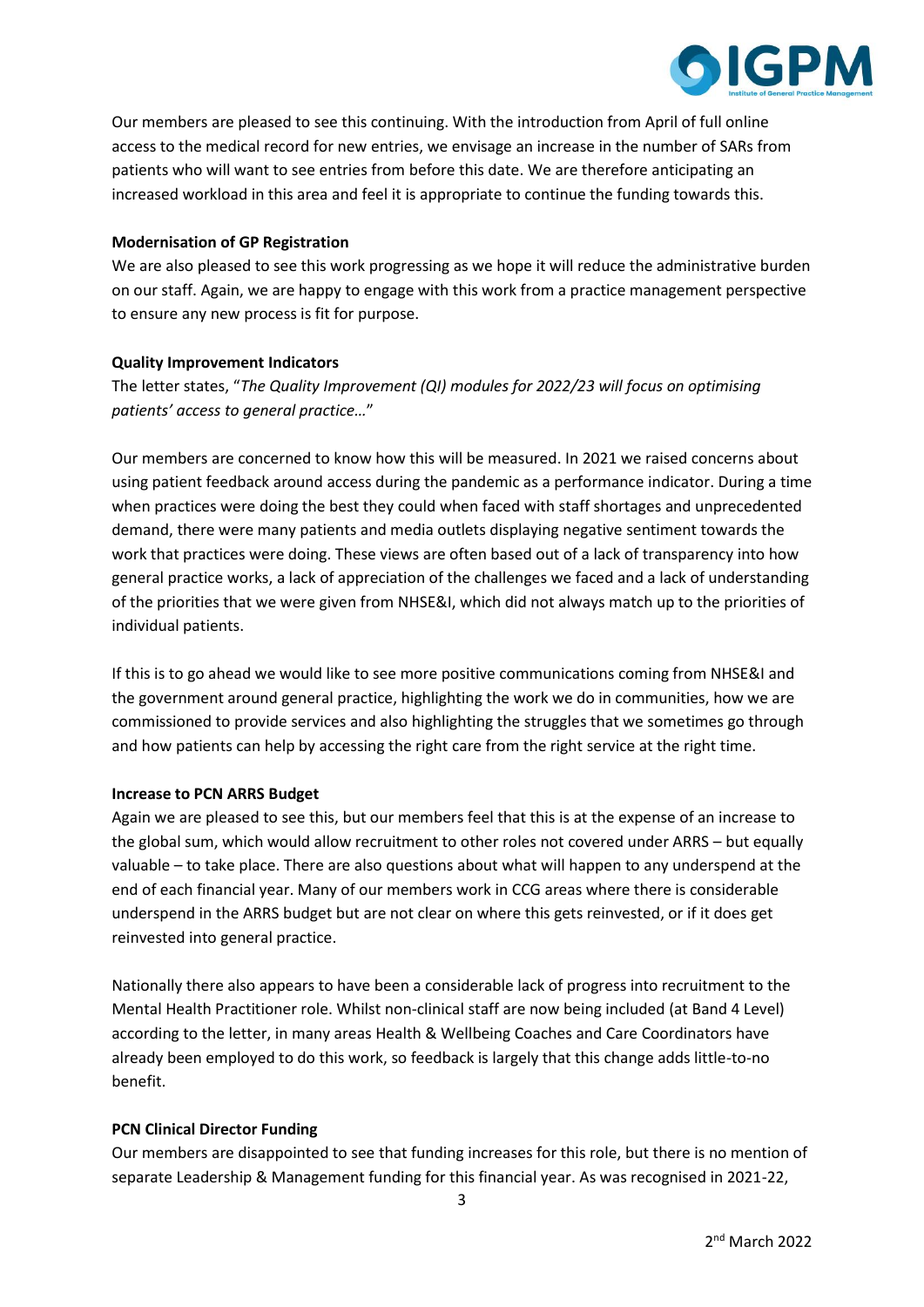Our members are pleased to see this continuing. With the introduction from April of full online access to the medical record for new entries, we envisage an increase in the number of SARs from patients who will want to see entries from before this date. We are therefore anticipating an increased workload in this area and feel it is appropriate to continue the funding towards this.

**Modernisation of GP Registration**

We are also pleased to see this work progressing as we hope it will reduce the administrative burden on our staff. Again, we are happy to engage with this work from a practice management perspective to ensure any new process is fit for purpose.

**Quality Improvement Indicators**

The letter states, "*The Quality Improvement (QI) modules for 2022/23 will focus on optimising patients' access to general practice…*"

Our members are concerned to know how this will be measured. In 2021 we raised concerns about using patient feedback around access during the pandemic as a performance indicator. During a time when practices were doing the best they could when faced with staff shortages and unprecedented demand, there were many patients and media outlets displaying negative sentiment towards the work that practices were doing. These views are often based out of a lack of transparency into how general practice works, a lack of appreciation of the challenges we faced and a lack of understanding of the priorities that we were given from NHSE&I, which did not always match up to the priorities of individual patients.

If this is to go ahead we would like to see more positive communications coming from NHSE&I and the government around general practice, highlighting the work we do in communities, how we are commissioned to provide services and also highlighting the struggles that we sometimes go through and how patients can help by accessing the right care from the right service at the right time.

**Increase to PCN ARRS Budget**

Again we are pleased to see this, but our members feel that this is at the expense of an increase to the global sum, which would allow recruitment to other roles not covered under ARRS – but equally valuable – to take place. There are also questions about what will happen to any underspend at the end of each financial year. Many of our members work in CCG areas where there is considerable underspend in the ARRS budget but are not clear on where this gets reinvested, or if it does get reinvested into general practice.

Nationally there also appears to have been a considerable lack of progress into recruitment to the Mental Health Practitioner role. Whilst non-clinical staff are now being included (at Band 4 Level) according to the letter, in many areas Health & Wellbeing Coaches and Care Coordinators have already been employed to do this work, so feedback is largely that this change adds little-to-no benefit.

**PCN Clinical Director Funding**

Our members are disappointed to see that funding increases for this role, but there is no mention of separate Leadership & Management funding for this financial year. As was recognised in 2021-22,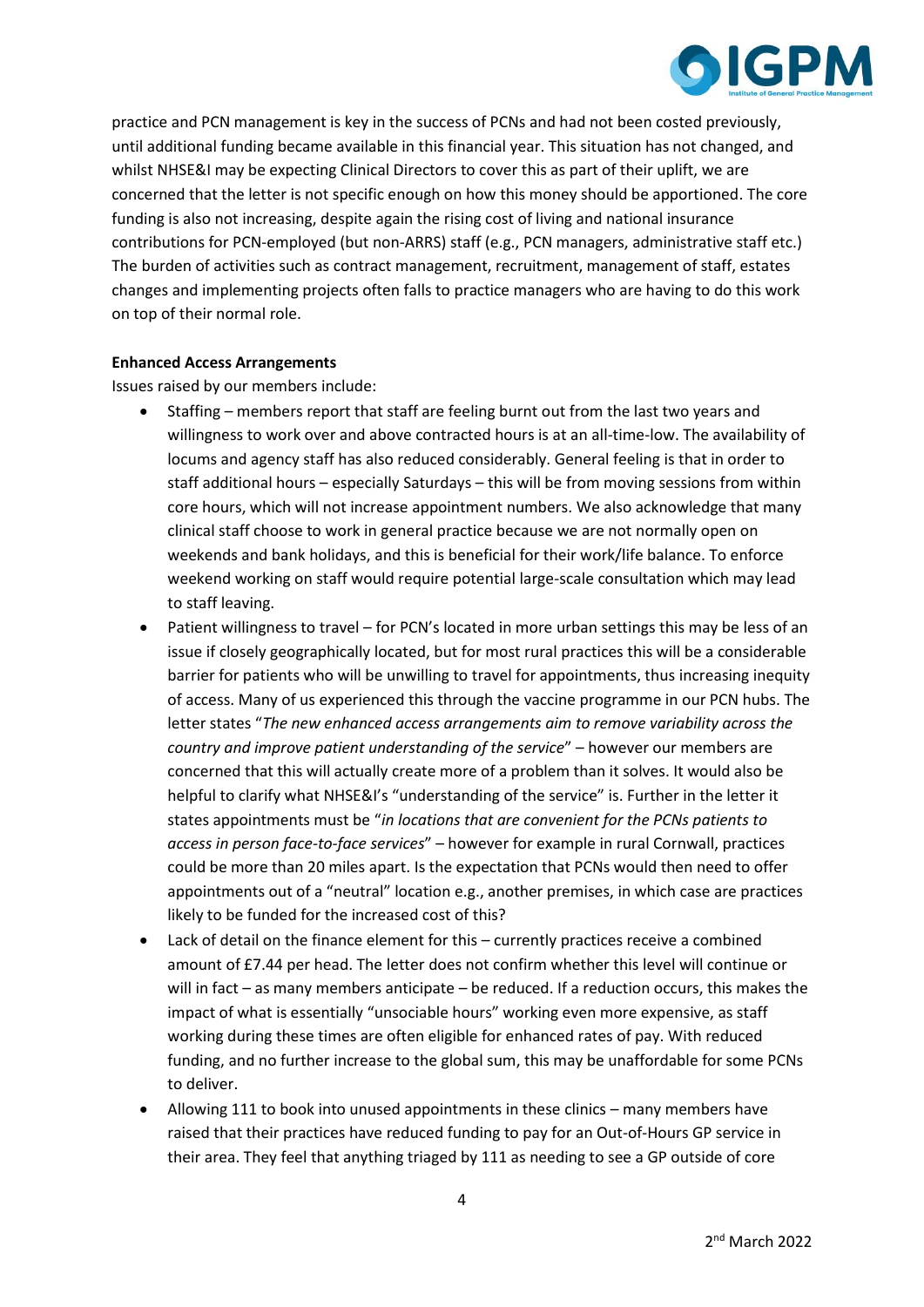practice and PCN management is key in the success of PCNs and had not been costed previously, until additional funding became available in this financial year. This situation has not changed, and whilst NHSE&I may be expecting Clinical Directors to cover this as part of their uplift, we are concerned that the letter is not specific enough on how this money should be apportioned. The core funding is also not increasing, despite again the rising cost of living and national insurance contributions for PCN-employed (but non-ARRS) staff (e.g., PCN managers, administrative staff etc.) The burden of activities such as contract management, recruitment, management of staff, estates changes and implementing projects often falls to practice managers who are having to do this work on top of their normal role.

**Enhanced Access Arrangements**

Issues raised by our members include:

- Staffing – members report that staff are feeling burnt out from the last two years and willingness to work over and above contracted hours is at an all-time-low. The availability of locums and agency staff has also reduced considerably. General feeling is that in order to staff additional hours – especially Saturdays – this will be from moving sessions from within core hours, which will not increase appointment numbers. We also acknowledge that many clinical staff choose to work in general practice because we are not normally open on weekends and bank holidays, and this is beneficial for their work/life balance. To enforce weekend working on staff would require potential large-scale consultation which may lead to staff leaving.
- Patient willingness to travel – for PCN's located in more urban settings this may be less of an issue if closely geographically located, but for most rural practices this will be a considerable barrier for patients who will be unwilling to travel for appointments, thus increasing inequity of access. Many of us experienced this through the vaccine programme in our PCN hubs. The letter states "*The new enhanced access arrangements aim to remove variability across the country and improve patient understanding of the service*" – however our members are concerned that this will actually create more of a problem than it solves. It would also be helpful to clarify what NHSE&I's "understanding of the service" is. Further in the letter it states appointments must be "*in locations that are convenient for the PCNs patients to access in person face-to-face services*" – however for example in rural Cornwall, practices could be more than 20 miles apart. Is the expectation that PCNs would then need to offer appointments out of a "neutral" location e.g., another premises, in which case are practices likely to be funded for the increased cost of this?
- Lack of detail on the finance element for this – currently practices receive a combined amount of £7.44 per head. The letter does not confirm whether this level will continue or will in fact – as many members anticipate – be reduced. If a reduction occurs, this makes the impact of what is essentially "unsociable hours" working even more expensive, as staff working during these times are often eligible for enhanced rates of pay. With reduced funding, and no further increase to the global sum, this may be unaffordable for some PCNs to deliver.
- Allowing 111 to book into unused appointments in these clinics – many members have raised that their practices have reduced funding to pay for an Out-of-Hours GP service in their area. They feel that anything triaged by 111 as needing to see a GP outside of core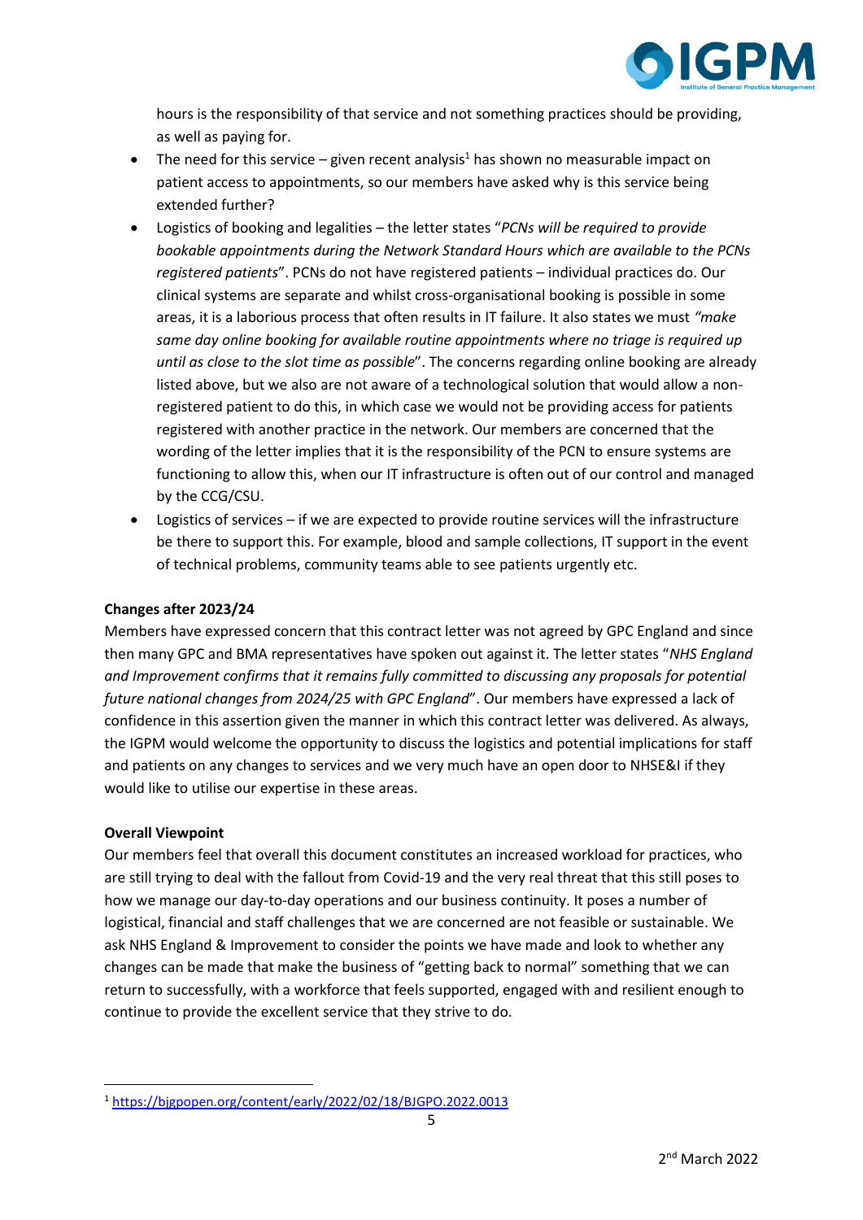hours is the responsibility of that service and not something practices should be providing, as well as paying for.

- The need for this service – given recent analysis[1] has shown no measurable impact on patient access to appointments, so our members have asked why is this service being extended further?
- Logistics of booking and legalities – the letter states "*PCNs will be required to provide bookable appointments during the Network Standard Hours which are available to the PCNs registered patients*". PCNs do not have registered patients – individual practices do. Our clinical systems are separate and whilst cross-organisational booking is possible in some areas, it is a laborious process that often results in IT failure. It also states we must *"make same day online booking for available routine appointments where no triage is required up until as close to the slot time as possible*". The concerns regarding online booking are already listed above, but we also are not aware of a technological solution that would allow a non-registered patient to do this, in which case we would not be providing access for patients registered with another practice in the network. Our members are concerned that the wording of the letter implies that it is the responsibility of the PCN to ensure systems are functioning to allow this, when our IT infrastructure is often out of our control and managed by the CCG/CSU.
- Logistics of services – if we are expected to provide routine services will the infrastructure be there to support this. For example, blood and sample collections, IT support in the event of technical problems, community teams able to see patients urgently etc.

**Changes after 2023/24**

Members have expressed concern that this contract letter was not agreed by GPC England and since then many GPC and BMA representatives have spoken out against it. The letter states "*NHS England and Improvement confirms that it remains fully committed to discussing any proposals for potential future national changes from 2024/25 with GPC England*". Our members have expressed a lack of confidence in this assertion given the manner in which this contract letter was delivered. As always, the IGPM would welcome the opportunity to discuss the logistics and potential implications for staff and patients on any changes to services and we very much have an open door to NHSE&I if they would like to utilise our expertise in these areas.

**Overall Viewpoint**

Our members feel that overall this document constitutes an increased workload for practices, who are still trying to deal with the fallout from Covid-19 and the very real threat that this still poses to how we manage our day-to-day operations and our business continuity. It poses a number of logistical, financial and staff challenges that we are concerned are not feasible or sustainable. We ask NHS England & Improvement to consider the points we have made and look to whether any changes can be made that make the business of "getting back to normal" something that we can return to successfully, with a workforce that feels supported, engaged with and resilient enough to continue to provide the excellent service that they strive to do.

---

[1] https://bjgpopen.org/content/early/2022/02/18/BJGPO.2022.0013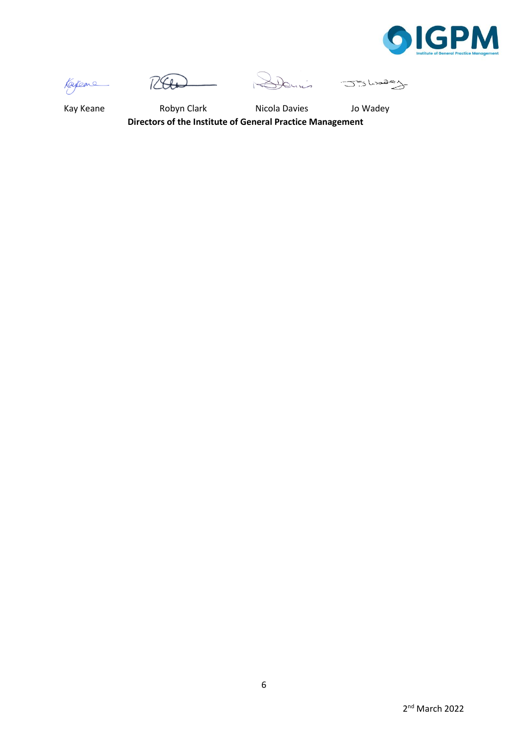Kay Keane | Robyn Clark | Nicola Davies | Jo Wadey

**Directors of the Institute of General Practice Management**

2nd March 2022